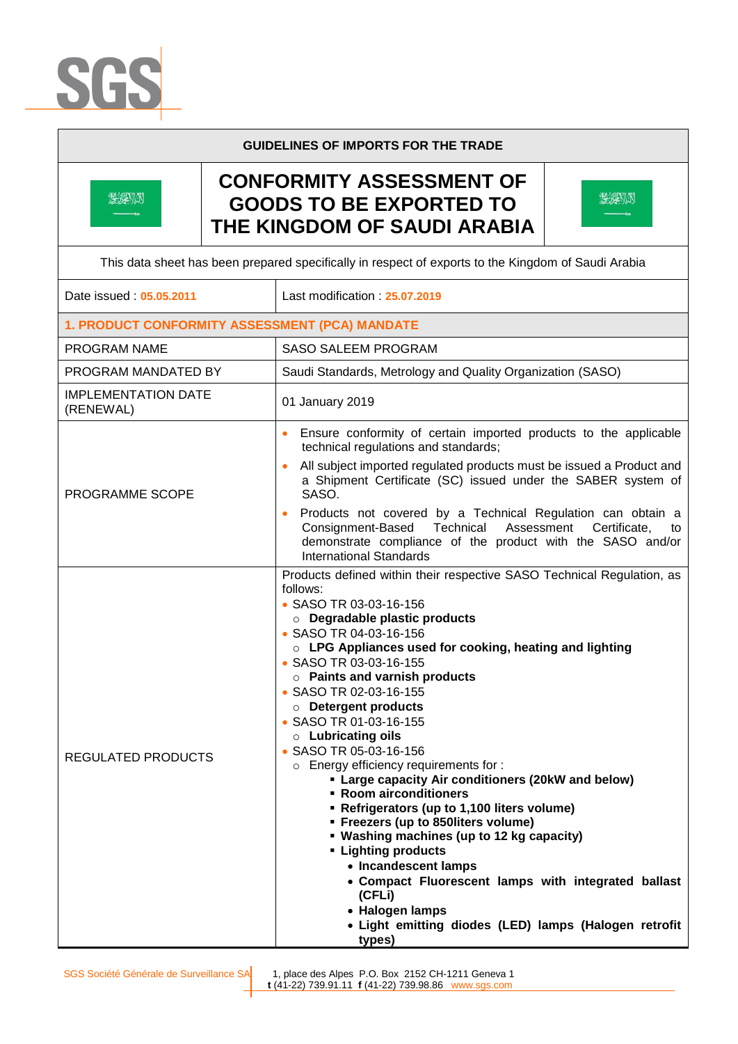**GUIDELINES OF IMPORTS FOR THE TRADE**

# CONFORMITY ASSESSMENT OF GOODS TO BE EXPORTED TO THE KINGDOM OF SAUDI ARABIA

This data sheet has been prepared specifically in respect of exports to the Kingdom of Saudi Arabia

| Date issued : 05.05.2011 | Last modification : 25.07.2019 |
|---|---|

## 1. PRODUCT CONFORMITY ASSESSMENT (PCA) MANDATE

| | |
|---|---|
| PROGRAM NAME | SASO SALEEM PROGRAM |
| PROGRAM MANDATED BY | Saudi Standards, Metrology and Quality Organization (SASO) |
| IMPLEMENTATION DATE (RENEWAL) | 01 January 2019 |
| PROGRAMME SCOPE | • Ensure conformity of certain imported products to the applicable technical regulations and standards;<br>• All subject imported regulated products must be issued a Product and a Shipment Certificate (SC) issued under the SABER system of SASO.<br>• Products not covered by a Technical Regulation can obtain a Consignment-Based Technical Assessment Certificate, to demonstrate compliance of the product with the SASO and/or International Standards |
| REGULATED PRODUCTS | Products defined within their respective SASO Technical Regulation, as follows:<br>• SASO TR 03-03-16-156<br>  ○ **Degradable plastic products**<br>• SASO TR 04-03-16-156<br>  ○ **LPG Appliances used for cooking, heating and lighting**<br>• SASO TR 03-03-16-155<br>  ○ **Paints and varnish products**<br>• SASO TR 02-03-16-155<br>  ○ **Detergent products**<br>• SASO TR 01-03-16-155<br>  ○ **Lubricating oils**<br>• SASO TR 05-03-16-156<br>  ○ Energy efficiency requirements for :<br>    ▪ **Large capacity Air conditioners (20kW and below)**<br>    ▪ **Room airconditioners**<br>    ▪ **Refrigerators (up to 1,100 liters volume)**<br>    ▪ **Freezers (up to 850liters volume)**<br>    ▪ **Washing machines (up to 12 kg capacity)**<br>    ▪ **Lighting products**<br>      • **Incandescent lamps**<br>      • **Compact Fluorescent lamps with integrated ballast (CFLi)**<br>      • **Halogen lamps**<br>      • **Light emitting diodes (LED) lamps (Halogen retrofit types)** |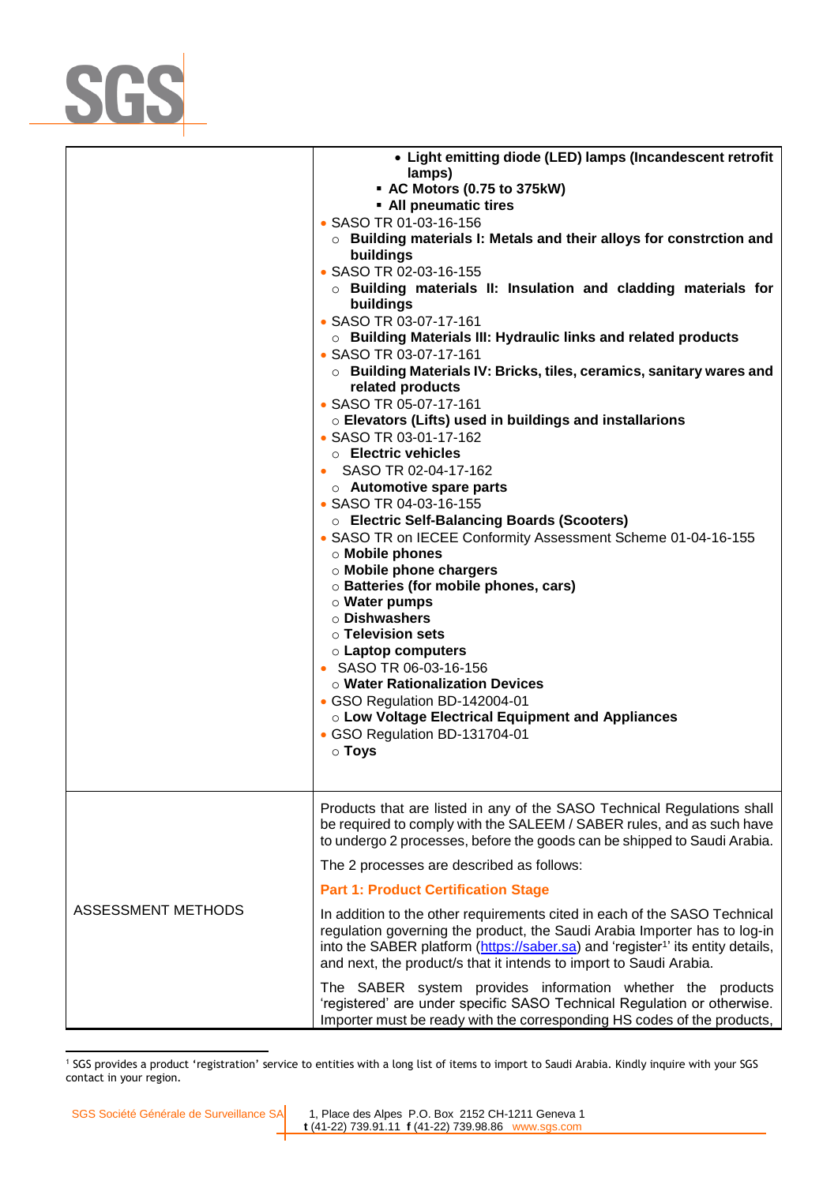| | |
|---|---|
| | • **Light emitting diode (LED) lamps (Incandescent retrofit lamps)**<br>▪ **AC Motors (0.75 to 375kW)**<br>▪ **All pneumatic tires**<br>• SASO TR 01-03-16-156<br>○ **Building materials I: Metals and their alloys for constrction and buildings**<br>• SASO TR 02-03-16-155<br>○ **Building materials II: Insulation and cladding materials for buildings**<br>• SASO TR 03-07-17-161<br>○ **Building Materials III: Hydraulic links and related products**<br>• SASO TR 03-07-17-161<br>○ **Building Materials IV: Bricks, tiles, ceramics, sanitary wares and related products**<br>• SASO TR 05-07-17-161<br>○ **Elevators (Lifts) used in buildings and installarions**<br>• SASO TR 03-01-17-162<br>○ **Electric vehicles**<br>• SASO TR 02-04-17-162<br>○ **Automotive spare parts**<br>• SASO TR 04-03-16-155<br>○ **Electric Self-Balancing Boards (Scooters)**<br>• SASO TR on IECEE Conformity Assessment Scheme 01-04-16-155<br>○ **Mobile phones**<br>○ **Mobile phone chargers**<br>○ **Batteries (for mobile phones, cars)**<br>○ **Water pumps**<br>○ **Dishwashers**<br>○ **Television sets**<br>○ **Laptop computers**<br>• SASO TR 06-03-16-156<br>○ **Water Rationalization Devices**<br>• GSO Regulation BD-142004-01<br>○ **Low Voltage Electrical Equipment and Appliances**<br>• GSO Regulation BD-131704-01<br>○ **Toys** |
| ASSESSMENT METHODS | Products that are listed in any of the SASO Technical Regulations shall be required to comply with the SALEEM / SABER rules, and as such have to undergo 2 processes, before the goods can be shipped to Saudi Arabia.<br><br>The 2 processes are described as follows:<br><br>**Part 1: Product Certification Stage**<br><br>In addition to the other requirements cited in each of the SASO Technical regulation governing the product, the Saudi Arabia Importer has to log-in into the SABER platform (https://saber.sa) and 'register[1]' its entity details, and next, the product/s that it intends to import to Saudi Arabia.<br><br>The SABER system provides information whether the products 'registered' are under specific SASO Technical Regulation or otherwise. Importer must be ready with the corresponding HS codes of the products, |

[1] SGS provides a product 'registration' service to entities with a long list of items to import to Saudi Arabia. Kindly inquire with your SGS contact in your region.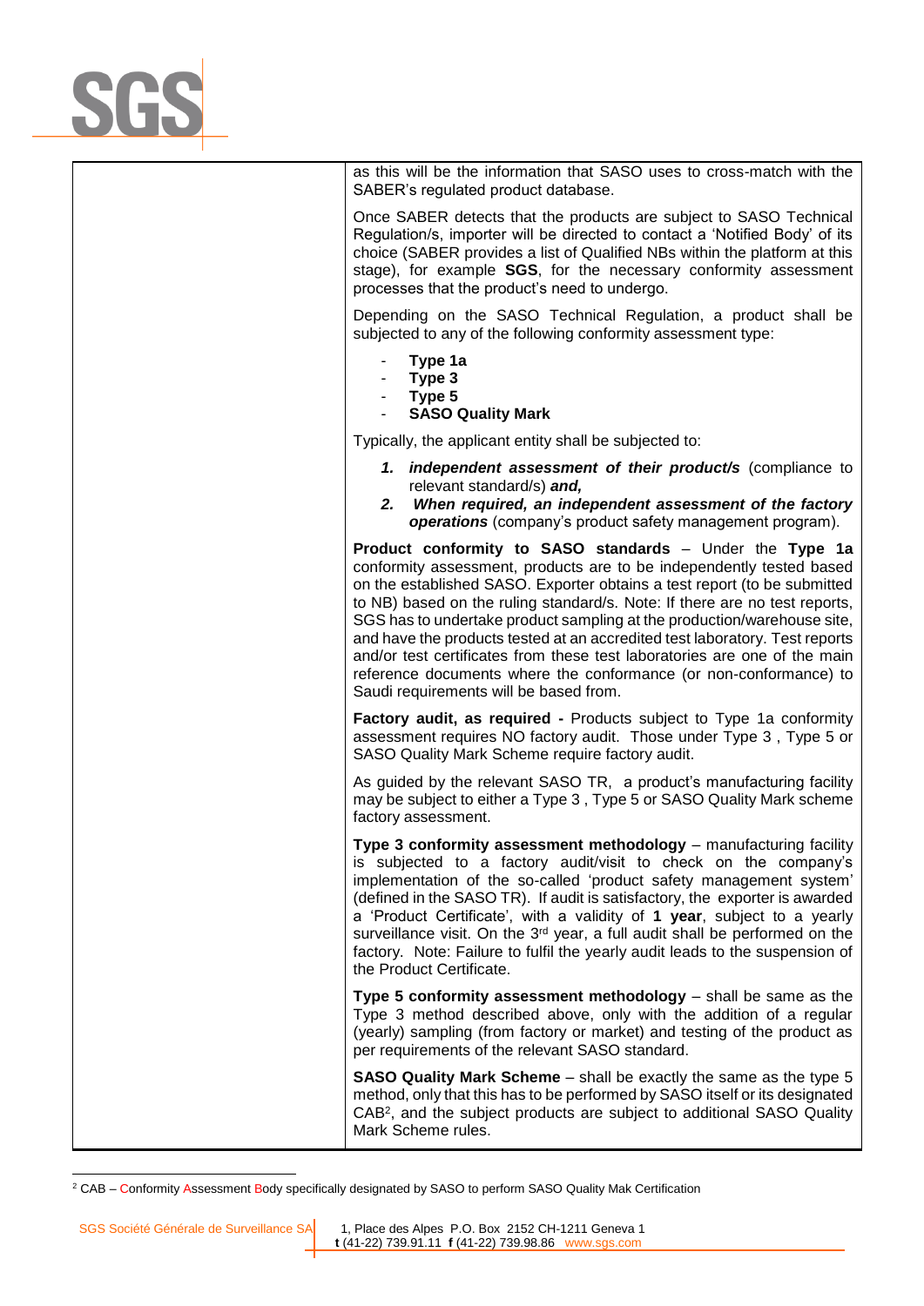as this will be the information that SASO uses to cross-match with the SABER's regulated product database.

Once SABER detects that the products are subject to SASO Technical Regulation/s, importer will be directed to contact a 'Notified Body' of its choice (SABER provides a list of Qualified NBs within the platform at this stage), for example **SGS**, for the necessary conformity assessment processes that the product's need to undergo.

Depending on the SASO Technical Regulation, a product shall be subjected to any of the following conformity assessment type:

- **Type 1a**
- **Type 3**
- **Type 5**
- **SASO Quality Mark**

Typically, the applicant entity shall be subjected to:

1. ***independent assessment of their product/s*** (compliance to relevant standard/s) ***and,***
2. ***When required, an independent assessment of the factory operations*** (company's product safety management program).

**Product conformity to SASO standards** – Under the **Type 1a** conformity assessment, products are to be independently tested based on the established SASO. Exporter obtains a test report (to be submitted to NB) based on the ruling standard/s. Note: If there are no test reports, SGS has to undertake product sampling at the production/warehouse site, and have the products tested at an accredited test laboratory. Test reports and/or test certificates from these test laboratories are one of the main reference documents where the conformance (or non-conformance) to Saudi requirements will be based from.

**Factory audit, as required -** Products subject to Type 1a conformity assessment requires NO factory audit. Those under Type 3 , Type 5 or SASO Quality Mark Scheme require factory audit.

As guided by the relevant SASO TR, a product's manufacturing facility may be subject to either a Type 3 , Type 5 or SASO Quality Mark scheme factory assessment.

**Type 3 conformity assessment methodology** – manufacturing facility is subjected to a factory audit/visit to check on the company's implementation of the so-called 'product safety management system' (defined in the SASO TR). If audit is satisfactory, the exporter is awarded a 'Product Certificate', with a validity of **1 year**, subject to a yearly surveillance visit. On the 3rd year, a full audit shall be performed on the factory. Note: Failure to fulfil the yearly audit leads to the suspension of the Product Certificate.

**Type 5 conformity assessment methodology** – shall be same as the Type 3 method described above, only with the addition of a regular (yearly) sampling (from factory or market) and testing of the product as per requirements of the relevant SASO standard.

**SASO Quality Mark Scheme** – shall be exactly the same as the type 5 method, only that this has to be performed by SASO itself or its designated CAB[2], and the subject products are subject to additional SASO Quality Mark Scheme rules.

[2] CAB – Conformity Assessment Body specifically designated by SASO to perform SASO Quality Mak Certification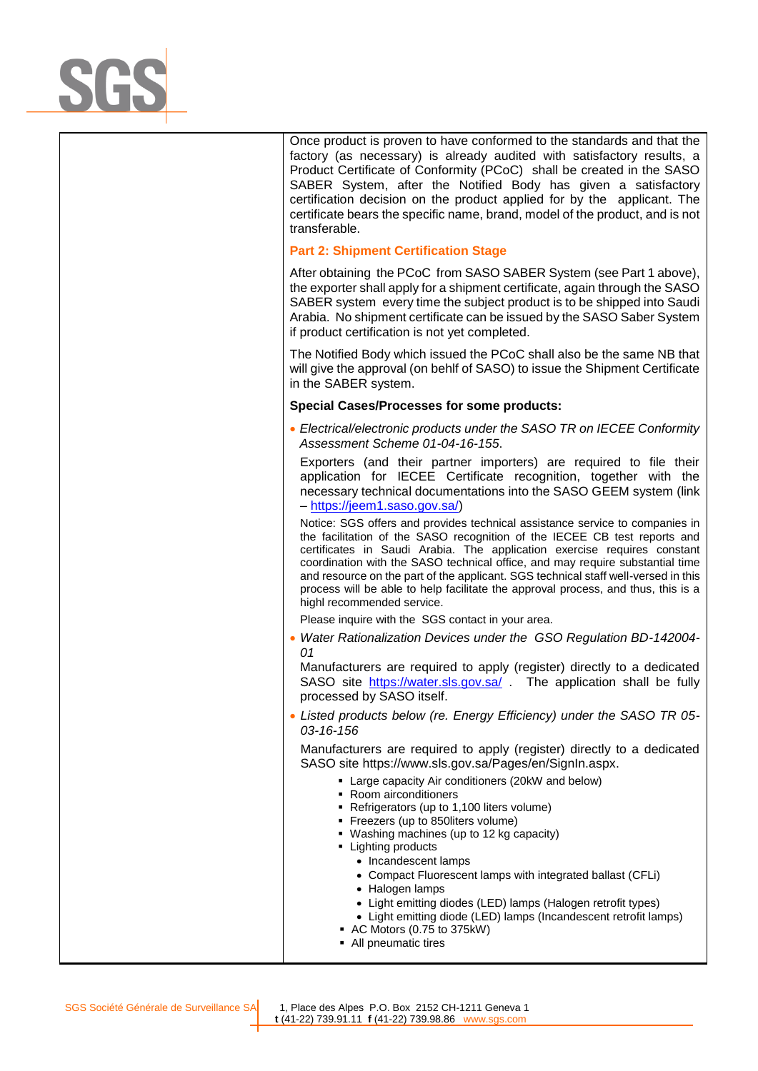Once product is proven to have conformed to the standards and that the factory (as necessary) is already audited with satisfactory results, a Product Certificate of Conformity (PCoC) shall be created in the SASO SABER System, after the Notified Body has given a satisfactory certification decision on the product applied for by the applicant. The certificate bears the specific name, brand, model of the product, and is not transferable.

**Part 2: Shipment Certification Stage**

After obtaining the PCoC from SASO SABER System (see Part 1 above), the exporter shall apply for a shipment certificate, again through the SASO SABER system every time the subject product is to be shipped into Saudi Arabia. No shipment certificate can be issued by the SASO Saber System if product certification is not yet completed.

The Notified Body which issued the PCoC shall also be the same NB that will give the approval (on behlf of SASO) to issue the Shipment Certificate in the SABER system.

**Special Cases/Processes for some products:**

- *Electrical/electronic products under the SASO TR on IECEE Conformity Assessment Scheme 01-04-16-155.*

  Exporters (and their partner importers) are required to file their application for IECEE Certificate recognition, together with the necessary technical documentations into the SASO GEEM system (link – https://jeem1.saso.gov.sa/)

  Notice: SGS offers and provides technical assistance service to companies in the facilitation of the SASO recognition of the IECEE CB test reports and certificates in Saudi Arabia. The application exercise requires constant coordination with the SASO technical office, and may require substantial time and resource on the part of the applicant. SGS technical staff well-versed in this process will be able to help facilitate the approval process, and thus, this is a highl recommended service.

  Please inquire with the SGS contact in your area.

- *Water Rationalization Devices under the GSO Regulation BD-142004-01*
  Manufacturers are required to apply (register) directly to a dedicated SASO site https://water.sls.gov.sa/ . The application shall be fully processed by SASO itself.

- *Listed products below (re. Energy Efficiency) under the SASO TR 05-03-16-156*

  Manufacturers are required to apply (register) directly to a dedicated SASO site https://www.sls.gov.sa/Pages/en/SignIn.aspx.

  - Large capacity Air conditioners (20kW and below)
  - Room airconditioners
  - Refrigerators (up to 1,100 liters volume)
  - Freezers (up to 850liters volume)
  - Washing machines (up to 12 kg capacity)
  - Lighting products
    - Incandescent lamps
    - Compact Fluorescent lamps with integrated ballast (CFLi)
    - Halogen lamps
    - Light emitting diodes (LED) lamps (Halogen retrofit types)
    - Light emitting diode (LED) lamps (Incandescent retrofit lamps)
  - AC Motors (0.75 to 375kW)
  - All pneumatic tires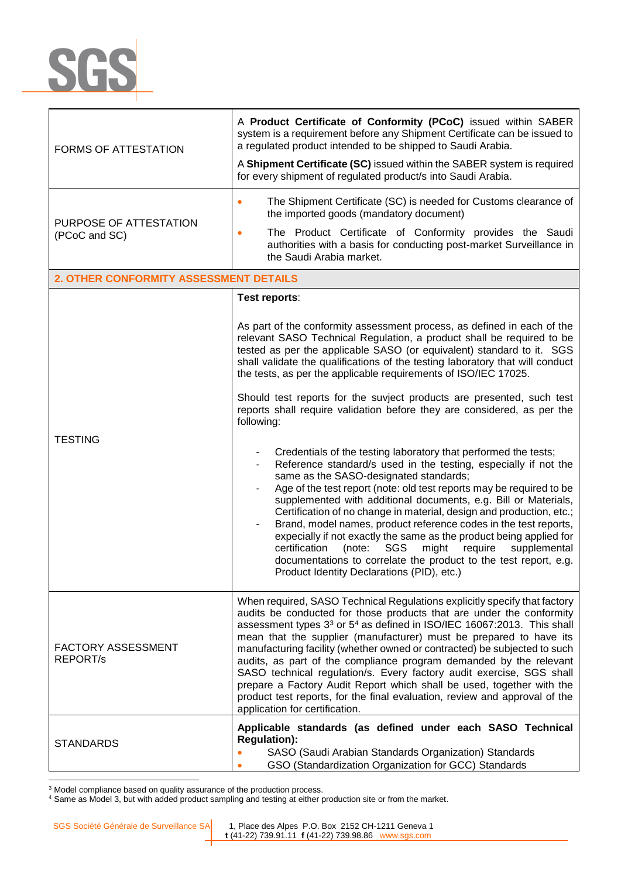| | |
|---|---|
| FORMS OF ATTESTATION | A **Product Certificate of Conformity (PCoC)** issued within SABER system is a requirement before any Shipment Certificate can be issued to a regulated product intended to be shipped to Saudi Arabia.<br><br>A **Shipment Certificate (SC)** issued within the SABER system is required for every shipment of regulated product/s into Saudi Arabia. |
| PURPOSE OF ATTESTATION (PCoC and SC) | • The Shipment Certificate (SC) is needed for Customs clearance of the imported goods (mandatory document)<br>• The Product Certificate of Conformity provides the Saudi authorities with a basis for conducting post-market Surveillance in the Saudi Arabia market. |
| **2. OTHER CONFORMITY ASSESSMENT DETAILS** | |
| TESTING | **Test reports**:<br><br>As part of the conformity assessment process, as defined in each of the relevant SASO Technical Regulation, a product shall be required to be tested as per the applicable SASO (or equivalent) standard to it. SGS shall validate the qualifications of the testing laboratory that will conduct the tests, as per the applicable requirements of ISO/IEC 17025.<br><br>Should test reports for the suvject products are presented, such test reports shall require validation before they are considered, as per the following:<br><br>- Credentials of the testing laboratory that performed the tests;<br>- Reference standard/s used in the testing, especially if not the same as the SASO-designated standards;<br>- Age of the test report (note: old test reports may be required to be supplemented with additional documents, e.g. Bill or Materials, Certification of no change in material, design and production, etc.;<br>- Brand, model names, product reference codes in the test reports, expecially if not exactly the same as the product being applied for certification (note: SGS might require supplemental documentations to correlate the product to the test report, e.g. Product Identity Declarations (PID), etc.) |
| FACTORY ASSESSMENT REPORT/s | When required, SASO Technical Regulations explicitly specify that factory audits be conducted for those products that are under the conformity assessment types 3[3] or 5[4] as defined in ISO/IEC 16067:2013. This shall mean that the supplier (manufacturer) must be prepared to have its manufacturing facility (whether owned or contracted) be subjected to such audits, as part of the compliance program demanded by the relevant SASO technical regulation/s. Every factory audit exercise, SGS shall prepare a Factory Audit Report which shall be used, together with the product test reports, for the final evaluation, review and approval of the application for certification. |
| STANDARDS | **Applicable standards (as defined under each SASO Technical Regulation):**<br>• SASO (Saudi Arabian Standards Organization) Standards<br>• GSO (Standardization Organization for GCC) Standards |

[3] Model compliance based on quality assurance of the production process.
[4] Same as Model 3, but with added product sampling and testing at either production site or from the market.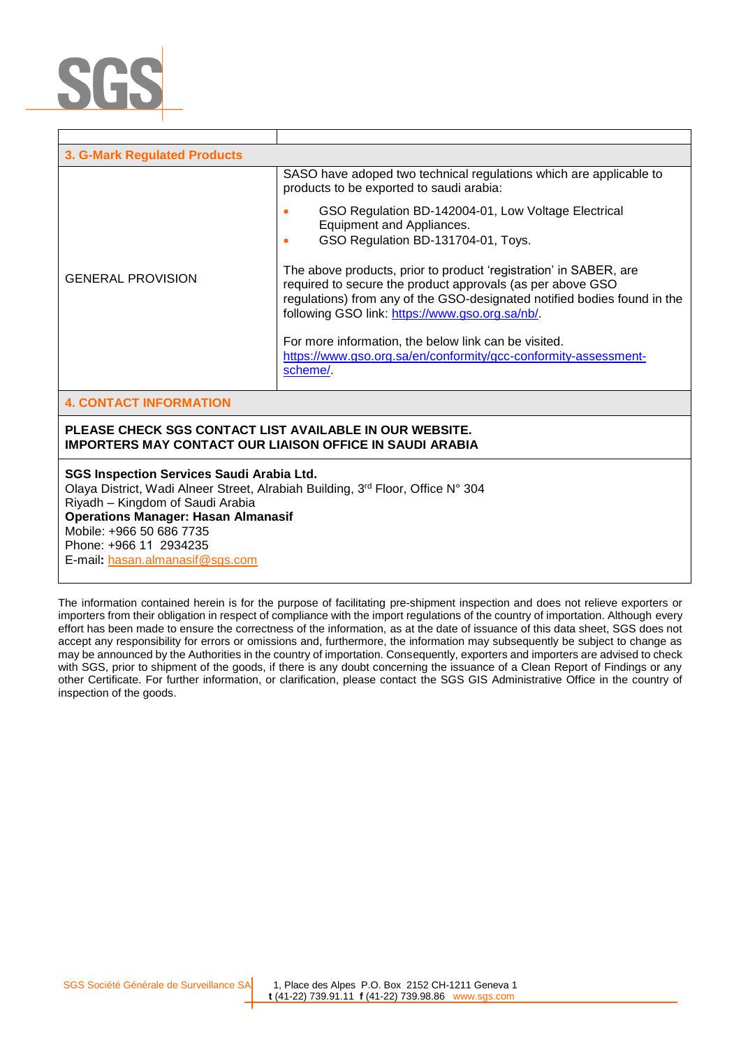| | |
|---|---|
| **3. G-Mark Regulated Products** | |
| GENERAL PROVISION | SASO have adoped two technical regulations which are applicable to products to be exported to saudi arabia:<br>• GSO Regulation BD-142004-01, Low Voltage Electrical Equipment and Appliances.<br>• GSO Regulation BD-131704-01, Toys.<br><br>The above products, prior to product 'registration' in SABER, are required to secure the product approvals (as per above GSO regulations) from any of the GSO-designated notified bodies found in the following GSO link: https://www.gso.org.sa/nb/.<br><br>For more information, the below link can be visited. https://www.gso.org.sa/en/conformity/gcc-conformity-assessment-scheme/. |

## 4. CONTACT INFORMATION

**PLEASE CHECK SGS CONTACT LIST AVAILABLE IN OUR WEBSITE.**
**IMPORTERS MAY CONTACT OUR LIAISON OFFICE IN SAUDI ARABIA**

**SGS Inspection Services Saudi Arabia Ltd.**
Olaya District, Wadi Alneer Street, Alrabiah Building, 3rd Floor, Office N° 304
Riyadh – Kingdom of Saudi Arabia
**Operations Manager: Hasan Almanasif**
Mobile: +966 50 686 7735
Phone: +966 11 2934235
E-mail**:** hasan.almanasif@sgs.com

The information contained herein is for the purpose of facilitating pre-shipment inspection and does not relieve exporters or importers from their obligation in respect of compliance with the import regulations of the country of importation. Although every effort has been made to ensure the correctness of the information, as at the date of issuance of this data sheet, SGS does not accept any responsibility for errors or omissions and, furthermore, the information may subsequently be subject to change as may be announced by the Authorities in the country of importation. Consequently, exporters and importers are advised to check with SGS, prior to shipment of the goods, if there is any doubt concerning the issuance of a Clean Report of Findings or any other Certificate. For further information, or clarification, please contact the SGS GIS Administrative Office in the country of inspection of the goods.